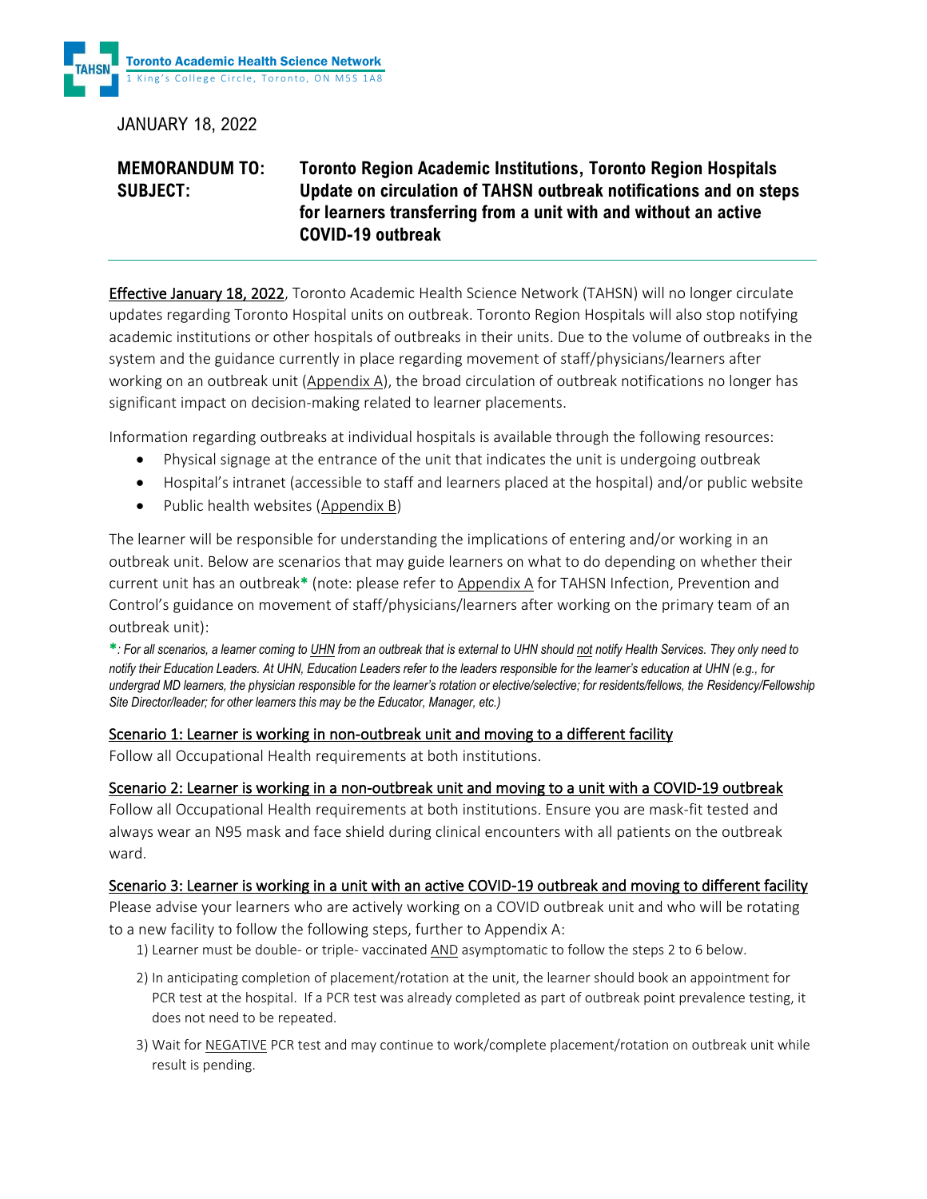Toronto Academic Health Science Network
1 King's College Circle, Toronto, ON M5S 1A8

JANUARY 18, 2022

**MEMORANDUM TO:** **Toronto Region Academic Institutions, Toronto Region Hospitals**
**SUBJECT:** **Update on circulation of TAHSN outbreak notifications and on steps for learners transferring from a unit with and without an active COVID-19 outbreak**

---

Effective January 18, 2022, Toronto Academic Health Science Network (TAHSN) will no longer circulate updates regarding Toronto Hospital units on outbreak. Toronto Region Hospitals will also stop notifying academic institutions or other hospitals of outbreaks in their units. Due to the volume of outbreaks in the system and the guidance currently in place regarding movement of staff/physicians/learners after working on an outbreak unit (Appendix A), the broad circulation of outbreak notifications no longer has significant impact on decision-making related to learner placements.

Information regarding outbreaks at individual hospitals is available through the following resources:

- Physical signage at the entrance of the unit that indicates the unit is undergoing outbreak
- Hospital's intranet (accessible to staff and learners placed at the hospital) and/or public website
- Public health websites (Appendix B)

The learner will be responsible for understanding the implications of entering and/or working in an outbreak unit. Below are scenarios that may guide learners on what to do depending on whether their current unit has an outbreak* (note: please refer to Appendix A for TAHSN Infection, Prevention and Control's guidance on movement of staff/physicians/learners after working on the primary team of an outbreak unit):

*\*: For all scenarios, a learner coming to UHN from an outbreak that is external to UHN should not notify Health Services. They only need to notify their Education Leaders. At UHN, Education Leaders refer to the leaders responsible for the learner's education at UHN (e.g., for undergrad MD learners, the physician responsible for the learner's rotation or elective/selective; for residents/fellows, the Residency/Fellowship Site Director/leader; for other learners this may be the Educator, Manager, etc.)*

**Scenario 1: Learner is working in non-outbreak unit and moving to a different facility**

Follow all Occupational Health requirements at both institutions.

**Scenario 2: Learner is working in a non-outbreak unit and moving to a unit with a COVID-19 outbreak**

Follow all Occupational Health requirements at both institutions. Ensure you are mask-fit tested and always wear an N95 mask and face shield during clinical encounters with all patients on the outbreak ward.

**Scenario 3: Learner is working in a unit with an active COVID-19 outbreak and moving to different facility**

Please advise your learners who are actively working on a COVID outbreak unit and who will be rotating to a new facility to follow the following steps, further to Appendix A:

1) Learner must be double- or triple- vaccinated AND asymptomatic to follow the steps 2 to 6 below.
2) In anticipating completion of placement/rotation at the unit, the learner should book an appointment for PCR test at the hospital. If a PCR test was already completed as part of outbreak point prevalence testing, it does not need to be repeated.
3) Wait for NEGATIVE PCR test and may continue to work/complete placement/rotation on outbreak unit while result is pending.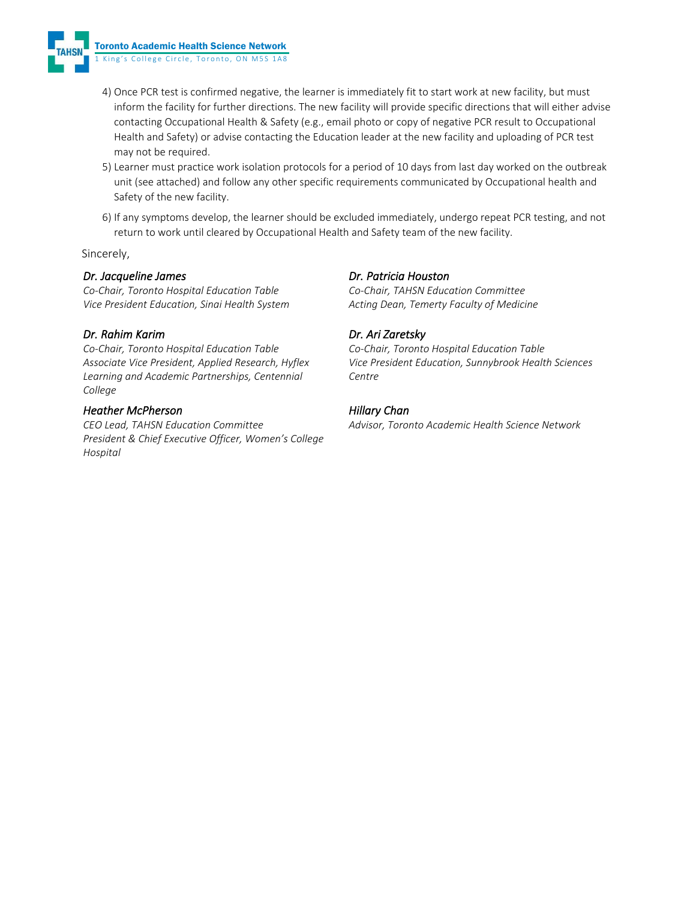4) Once PCR test is confirmed negative, the learner is immediately fit to start work at new facility, but must inform the facility for further directions. The new facility will provide specific directions that will either advise contacting Occupational Health & Safety (e.g., email photo or copy of negative PCR result to Occupational Health and Safety) or advise contacting the Education leader at the new facility and uploading of PCR test may not be required.
5) Learner must practice work isolation protocols for a period of 10 days from last day worked on the outbreak unit (see attached) and follow any other specific requirements communicated by Occupational health and Safety of the new facility.
6) If any symptoms develop, the learner should be excluded immediately, undergo repeat PCR testing, and not return to work until cleared by Occupational Health and Safety team of the new facility.

Sincerely,

*Dr. Jacqueline James*
*Co-Chair, Toronto Hospital Education Table*
*Vice President Education, Sinai Health System*

*Dr. Patricia Houston*
*Co-Chair, TAHSN Education Committee*
*Acting Dean, Temerty Faculty of Medicine*

*Dr. Rahim Karim*
*Co-Chair, Toronto Hospital Education Table*
*Associate Vice President, Applied Research, Hyflex Learning and Academic Partnerships, Centennial College*

*Dr. Ari Zaretsky*
*Co-Chair, Toronto Hospital Education Table*
*Vice President Education, Sunnybrook Health Sciences Centre*

*Heather McPherson*
*CEO Lead, TAHSN Education Committee*
*President & Chief Executive Officer, Women's College Hospital*

*Hillary Chan*
*Advisor, Toronto Academic Health Science Network*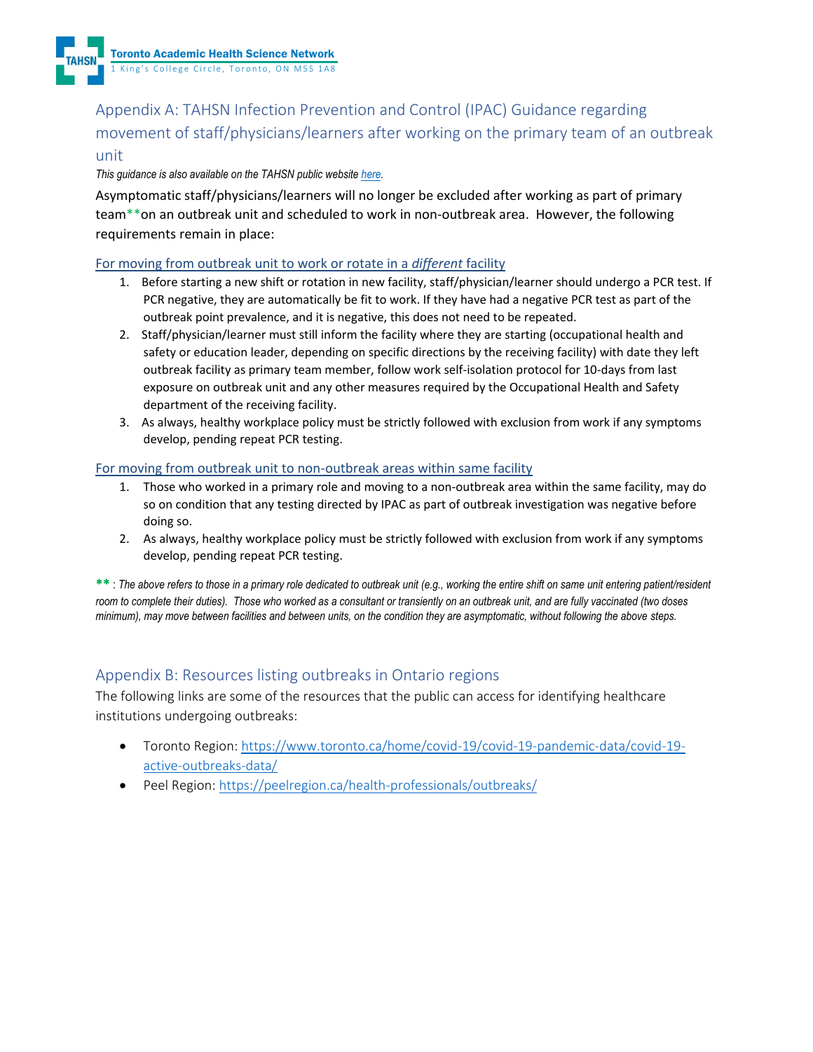## Appendix A: TAHSN Infection Prevention and Control (IPAC) Guidance regarding movement of staff/physicians/learners after working on the primary team of an outbreak unit

*This guidance is also available on the TAHSN public website [here](#).*

Asymptomatic staff/physicians/learners will no longer be excluded after working as part of primary team\*\*on an outbreak unit and scheduled to work in non-outbreak area. However, the following requirements remain in place:

### For moving from outbreak unit to work or rotate in a *different* facility

1. Before starting a new shift or rotation in new facility, staff/physician/learner should undergo a PCR test. If PCR negative, they are automatically be fit to work. If they have had a negative PCR test as part of the outbreak point prevalence, and it is negative, this does not need to be repeated.
2. Staff/physician/learner must still inform the facility where they are starting (occupational health and safety or education leader, depending on specific directions by the receiving facility) with date they left outbreak facility as primary team member, follow work self-isolation protocol for 10-days from last exposure on outbreak unit and any other measures required by the Occupational Health and Safety department of the receiving facility.
3. As always, healthy workplace policy must be strictly followed with exclusion from work if any symptoms develop, pending repeat PCR testing.

### For moving from outbreak unit to non-outbreak areas within same facility

1. Those who worked in a primary role and moving to a non-outbreak area within the same facility, may do so on condition that any testing directed by IPAC as part of outbreak investigation was negative before doing so.
2. As always, healthy workplace policy must be strictly followed with exclusion from work if any symptoms develop, pending repeat PCR testing.

**\*\*** : *The above refers to those in a primary role dedicated to outbreak unit (e.g., working the entire shift on same unit entering patient/resident room to complete their duties). Those who worked as a consultant or transiently on an outbreak unit, and are fully vaccinated (two doses minimum), may move between facilities and between units, on the condition they are asymptomatic, without following the above steps.*

## Appendix B: Resources listing outbreaks in Ontario regions

The following links are some of the resources that the public can access for identifying healthcare institutions undergoing outbreaks:

- Toronto Region: https://www.toronto.ca/home/covid-19/covid-19-pandemic-data/covid-19-active-outbreaks-data/
- Peel Region: https://peelregion.ca/health-professionals/outbreaks/